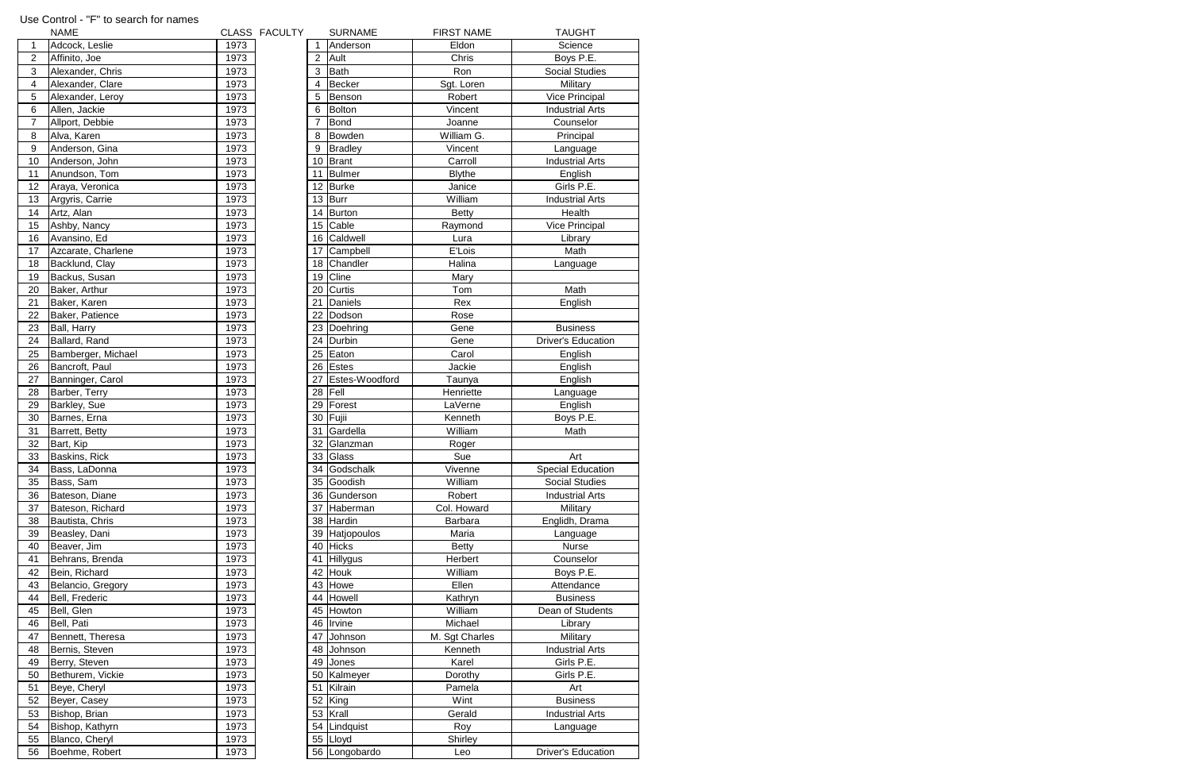Use Control - "F" to search for names

| | NAME | CLASS | FACULTY | | SURNAME | FIRST NAME | TAUGHT |
|---|---|---|---|---|---|---|---|
| 1 | Adcock, Leslie | 1973 | | 1 | Anderson | Eldon | Science |
| 2 | Affinito, Joe | 1973 | | 2 | Ault | Chris | Boys P.E. |
| 3 | Alexander, Chris | 1973 | | 3 | Bath | Ron | Social Studies |
| 4 | Alexander, Clare | 1973 | | 4 | Becker | Sgt. Loren | Military |
| 5 | Alexander, Leroy | 1973 | | 5 | Benson | Robert | Vice Principal |
| 6 | Allen, Jackie | 1973 | | 6 | Bolton | Vincent | Industrial Arts |
| 7 | Allport, Debbie | 1973 | | 7 | Bond | Joanne | Counselor |
| 8 | Alva, Karen | 1973 | | 8 | Bowden | William G. | Principal |
| 9 | Anderson, Gina | 1973 | | 9 | Bradley | Vincent | Language |
| 10 | Anderson, John | 1973 | | 10 | Brant | Carroll | Industrial Arts |
| 11 | Anundson, Tom | 1973 | | 11 | Bulmer | Blythe | English |
| 12 | Araya, Veronica | 1973 | | 12 | Burke | Janice | Girls P.E. |
| 13 | Argyris, Carrie | 1973 | | 13 | Burr | William | Industrial Arts |
| 14 | Artz, Alan | 1973 | | 14 | Burton | Betty | Health |
| 15 | Ashby, Nancy | 1973 | | 15 | Cable | Raymond | Vice Principal |
| 16 | Avansino, Ed | 1973 | | 16 | Caldwell | Lura | Library |
| 17 | Azcarate, Charlene | 1973 | | 17 | Campbell | E'Lois | Math |
| 18 | Backlund, Clay | 1973 | | 18 | Chandler | Halina | Language |
| 19 | Backus, Susan | 1973 | | 19 | Cline | Mary | |
| 20 | Baker, Arthur | 1973 | | 20 | Curtis | Tom | Math |
| 21 | Baker, Karen | 1973 | | 21 | Daniels | Rex | English |
| 22 | Baker, Patience | 1973 | | 22 | Dodson | Rose | |
| 23 | Ball, Harry | 1973 | | 23 | Doehring | Gene | Business |
| 24 | Ballard, Rand | 1973 | | 24 | Durbin | Gene | Driver's Education |
| 25 | Bamberger, Michael | 1973 | | 25 | Eaton | Carol | English |
| 26 | Bancroft, Paul | 1973 | | 26 | Estes | Jackie | English |
| 27 | Banninger, Carol | 1973 | | 27 | Estes-Woodford | Taunya | English |
| 28 | Barber, Terry | 1973 | | 28 | Fell | Henriette | Language |
| 29 | Barkley, Sue | 1973 | | 29 | Forest | LaVerne | English |
| 30 | Barnes, Erna | 1973 | | 30 | Fujii | Kenneth | Boys P.E. |
| 31 | Barrett, Betty | 1973 | | 31 | Gardella | William | Math |
| 32 | Bart, Kip | 1973 | | 32 | Glanzman | Roger | |
| 33 | Baskins, Rick | 1973 | | 33 | Glass | Sue | Art |
| 34 | Bass, LaDonna | 1973 | | 34 | Godschalk | Vivenne | Special Education |
| 35 | Bass, Sam | 1973 | | 35 | Goodish | William | Social Studies |
| 36 | Bateson, Diane | 1973 | | 36 | Gunderson | Robert | Industrial Arts |
| 37 | Bateson, Richard | 1973 | | 37 | Haberman | Col. Howard | Military |
| 38 | Bautista, Chris | 1973 | | 38 | Hardin | Barbara | Englidh, Drama |
| 39 | Beasley, Dani | 1973 | | 39 | Hatjopoulos | Maria | Language |
| 40 | Beaver, Jim | 1973 | | 40 | Hicks | Betty | Nurse |
| 41 | Behrans, Brenda | 1973 | | 41 | Hillygus | Herbert | Counselor |
| 42 | Bein, Richard | 1973 | | 42 | Houk | William | Boys P.E. |
| 43 | Belancio, Gregory | 1973 | | 43 | Howe | Ellen | Attendance |
| 44 | Bell, Frederic | 1973 | | 44 | Howell | Kathryn | Business |
| 45 | Bell, Glen | 1973 | | 45 | Howton | William | Dean of Students |
| 46 | Bell, Pati | 1973 | | 46 | Irvine | Michael | Library |
| 47 | Bennett, Theresa | 1973 | | 47 | Johnson | M. Sgt Charles | Military |
| 48 | Bernis, Steven | 1973 | | 48 | Johnson | Kenneth | Industrial Arts |
| 49 | Berry, Steven | 1973 | | 49 | Jones | Karel | Girls P.E. |
| 50 | Bethurem, Vickie | 1973 | | 50 | Kalmeyer | Dorothy | Girls P.E. |
| 51 | Beye, Cheryl | 1973 | | 51 | Kilrain | Pamela | Art |
| 52 | Beyer, Casey | 1973 | | 52 | King | Wint | Business |
| 53 | Bishop, Brian | 1973 | | 53 | Krall | Gerald | Industrial Arts |
| 54 | Bishop, Kathyrn | 1973 | | 54 | Lindquist | Roy | Language |
| 55 | Blanco, Cheryl | 1973 | | 55 | Lloyd | Shirley | |
| 56 | Boehme, Robert | 1973 | | 56 | Longobardo | Leo | Driver's Education |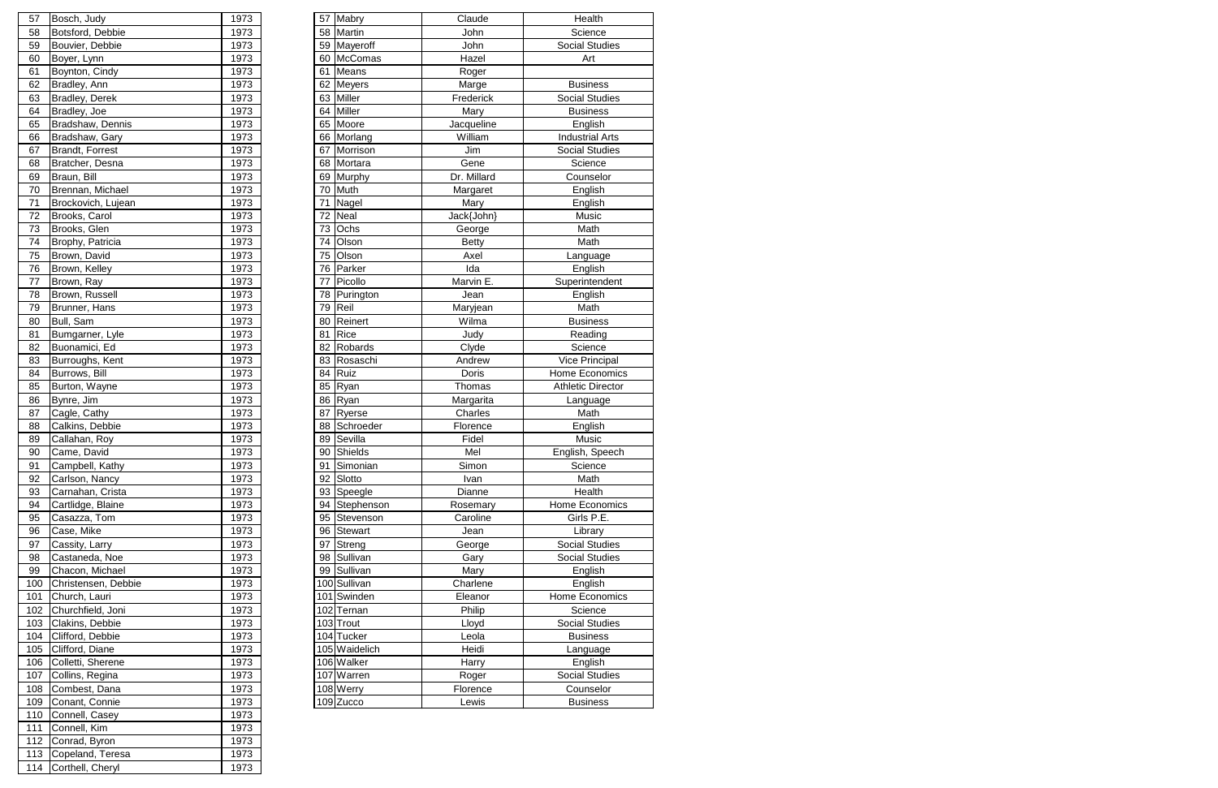| 57 | Bosch, Judy | 1973 |
|---|---|---|
| 58 | Botsford, Debbie | 1973 |
| 59 | Bouvier, Debbie | 1973 |
| 60 | Boyer, Lynn | 1973 |
| 61 | Boynton, Cindy | 1973 |
| 62 | Bradley, Ann | 1973 |
| 63 | Bradley, Derek | 1973 |
| 64 | Bradley, Joe | 1973 |
| 65 | Bradshaw, Dennis | 1973 |
| 66 | Bradshaw, Gary | 1973 |
| 67 | Brandt, Forrest | 1973 |
| 68 | Bratcher, Desna | 1973 |
| 69 | Braun, Bill | 1973 |
| 70 | Brennan, Michael | 1973 |
| 71 | Brockovich, Lujean | 1973 |
| 72 | Brooks, Carol | 1973 |
| 73 | Brooks, Glen | 1973 |
| 74 | Brophy, Patricia | 1973 |
| 75 | Brown, David | 1973 |
| 76 | Brown, Kelley | 1973 |
| 77 | Brown, Ray | 1973 |
| 78 | Brown, Russell | 1973 |
| 79 | Brunner, Hans | 1973 |
| 80 | Bull, Sam | 1973 |
| 81 | Bumgarner, Lyle | 1973 |
| 82 | Buonamici, Ed | 1973 |
| 83 | Burroughs, Kent | 1973 |
| 84 | Burrows, Bill | 1973 |
| 85 | Burton, Wayne | 1973 |
| 86 | Bynre, Jim | 1973 |
| 87 | Cagle, Cathy | 1973 |
| 88 | Calkins, Debbie | 1973 |
| 89 | Callahan, Roy | 1973 |
| 90 | Came, David | 1973 |
| 91 | Campbell, Kathy | 1973 |
| 92 | Carlson, Nancy | 1973 |
| 93 | Carnahan, Crista | 1973 |
| 94 | Cartlidge, Blaine | 1973 |
| 95 | Casazza, Tom | 1973 |
| 96 | Case, Mike | 1973 |
| 97 | Cassity, Larry | 1973 |
| 98 | Castaneda, Noe | 1973 |
| 99 | Chacon, Michael | 1973 |
| 100 | Christensen, Debbie | 1973 |
| 101 | Church, Lauri | 1973 |
| 102 | Churchfield, Joni | 1973 |
| 103 | Clakins, Debbie | 1973 |
| 104 | Clifford, Debbie | 1973 |
| 105 | Clifford, Diane | 1973 |
| 106 | Colletti, Sherene | 1973 |
| 107 | Collins, Regina | 1973 |
| 108 | Combest, Dana | 1973 |
| 109 | Conant, Connie | 1973 |
| 110 | Connell, Casey | 1973 |
| 111 | Connell, Kim | 1973 |
| 112 | Conrad, Byron | 1973 |
| 113 | Copeland, Teresa | 1973 |
| 114 | Corthell, Cheryl | 1973 |

| 57 | Mabry | Claude | Health |
|---|---|---|---|
| 58 | Martin | John | Science |
| 59 | Mayeroff | John | Social Studies |
| 60 | McComas | Hazel | Art |
| 61 | Means | Roger | |
| 62 | Meyers | Marge | Business |
| 63 | Miller | Frederick | Social Studies |
| 64 | Miller | Mary | Business |
| 65 | Moore | Jacqueline | English |
| 66 | Morlang | William | Industrial Arts |
| 67 | Morrison | Jim | Social Studies |
| 68 | Mortara | Gene | Science |
| 69 | Murphy | Dr. Millard | Counselor |
| 70 | Muth | Margaret | English |
| 71 | Nagel | Mary | English |
| 72 | Neal | Jack{John} | Music |
| 73 | Ochs | George | Math |
| 74 | Olson | Betty | Math |
| 75 | Olson | Axel | Language |
| 76 | Parker | Ida | English |
| 77 | Picollo | Marvin E. | Superintendent |
| 78 | Purington | Jean | English |
| 79 | Reil | Maryjean | Math |
| 80 | Reinert | Wilma | Business |
| 81 | Rice | Judy | Reading |
| 82 | Robards | Clyde | Science |
| 83 | Rosaschi | Andrew | Vice Principal |
| 84 | Ruiz | Doris | Home Economics |
| 85 | Ryan | Thomas | Athletic Director |
| 86 | Ryan | Margarita | Language |
| 87 | Ryerse | Charles | Math |
| 88 | Schroeder | Florence | English |
| 89 | Sevilla | Fidel | Music |
| 90 | Shields | Mel | English, Speech |
| 91 | Simonian | Simon | Science |
| 92 | Slotto | Ivan | Math |
| 93 | Speegle | Dianne | Health |
| 94 | Stephenson | Rosemary | Home Economics |
| 95 | Stevenson | Caroline | Girls P.E. |
| 96 | Stewart | Jean | Library |
| 97 | Streng | George | Social Studies |
| 98 | Sullivan | Gary | Social Studies |
| 99 | Sullivan | Mary | English |
| 100 | Sullivan | Charlene | English |
| 101 | Swinden | Eleanor | Home Economics |
| 102 | Ternan | Philip | Science |
| 103 | Trout | Lloyd | Social Studies |
| 104 | Tucker | Leola | Business |
| 105 | Waidelich | Heidi | Language |
| 106 | Walker | Harry | English |
| 107 | Warren | Roger | Social Studies |
| 108 | Werry | Florence | Counselor |
| 109 | Zucco | Lewis | Business |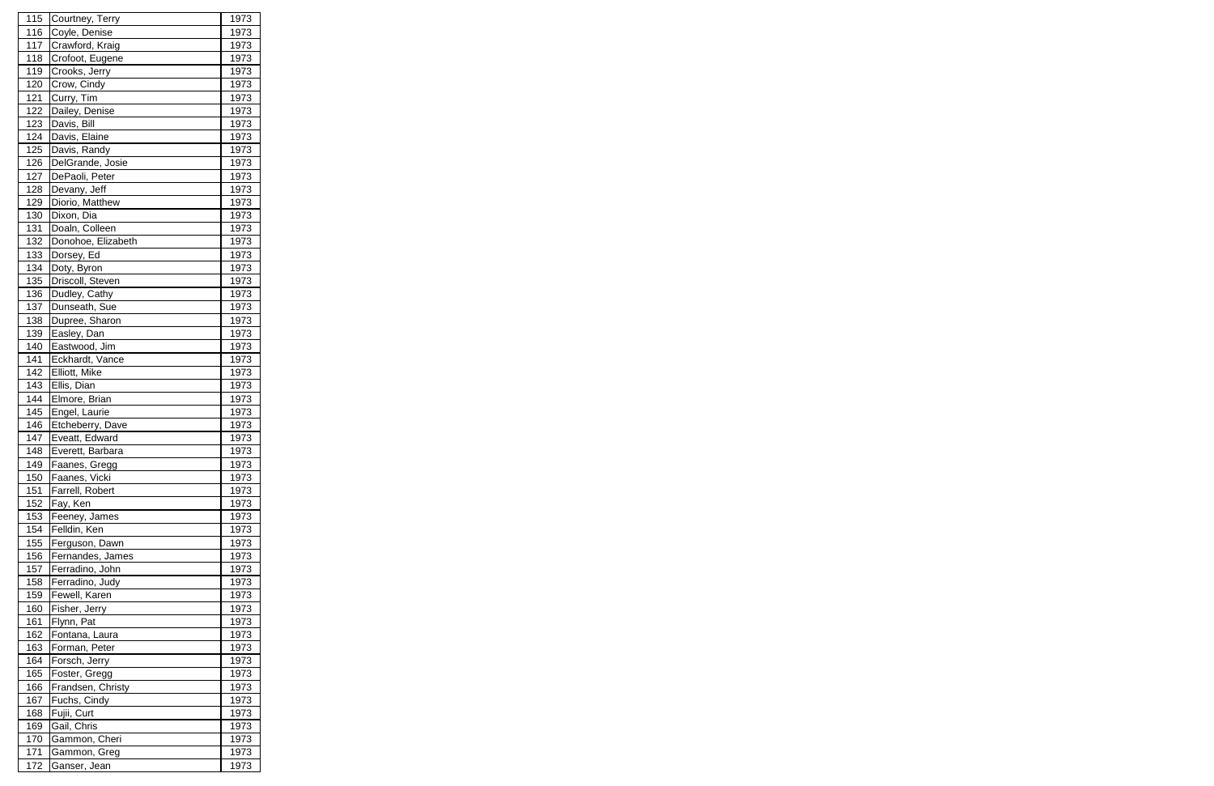| 115 | Courtney, Terry | 1973 |
|---|---|---|
| 116 | Coyle, Denise | 1973 |
| 117 | Crawford, Kraig | 1973 |
| 118 | Crofoot, Eugene | 1973 |
| 119 | Crooks, Jerry | 1973 |
| 120 | Crow, Cindy | 1973 |
| 121 | Curry, Tim | 1973 |
| 122 | Dailey, Denise | 1973 |
| 123 | Davis, Bill | 1973 |
| 124 | Davis, Elaine | 1973 |
| 125 | Davis, Randy | 1973 |
| 126 | DelGrande, Josie | 1973 |
| 127 | DePaoli, Peter | 1973 |
| 128 | Devany, Jeff | 1973 |
| 129 | Diorio, Matthew | 1973 |
| 130 | Dixon, Dia | 1973 |
| 131 | Doaln, Colleen | 1973 |
| 132 | Donohoe, Elizabeth | 1973 |
| 133 | Dorsey, Ed | 1973 |
| 134 | Doty, Byron | 1973 |
| 135 | Driscoll, Steven | 1973 |
| 136 | Dudley, Cathy | 1973 |
| 137 | Dunseath, Sue | 1973 |
| 138 | Dupree, Sharon | 1973 |
| 139 | Easley, Dan | 1973 |
| 140 | Eastwood, Jim | 1973 |
| 141 | Eckhardt, Vance | 1973 |
| 142 | Elliott, Mike | 1973 |
| 143 | Ellis, Dian | 1973 |
| 144 | Elmore, Brian | 1973 |
| 145 | Engel, Laurie | 1973 |
| 146 | Etcheberry, Dave | 1973 |
| 147 | Eveatt, Edward | 1973 |
| 148 | Everett, Barbara | 1973 |
| 149 | Faanes, Gregg | 1973 |
| 150 | Faanes, Vicki | 1973 |
| 151 | Farrell, Robert | 1973 |
| 152 | Fay, Ken | 1973 |
| 153 | Feeney, James | 1973 |
| 154 | Felldin, Ken | 1973 |
| 155 | Ferguson, Dawn | 1973 |
| 156 | Fernandes, James | 1973 |
| 157 | Ferradino, John | 1973 |
| 158 | Ferradino, Judy | 1973 |
| 159 | Fewell, Karen | 1973 |
| 160 | Fisher, Jerry | 1973 |
| 161 | Flynn, Pat | 1973 |
| 162 | Fontana, Laura | 1973 |
| 163 | Forman, Peter | 1973 |
| 164 | Forsch, Jerry | 1973 |
| 165 | Foster, Gregg | 1973 |
| 166 | Frandsen, Christy | 1973 |
| 167 | Fuchs, Cindy | 1973 |
| 168 | Fujii, Curt | 1973 |
| 169 | Gail, Chris | 1973 |
| 170 | Gammon, Cheri | 1973 |
| 171 | Gammon, Greg | 1973 |
| 172 | Ganser, Jean | 1973 |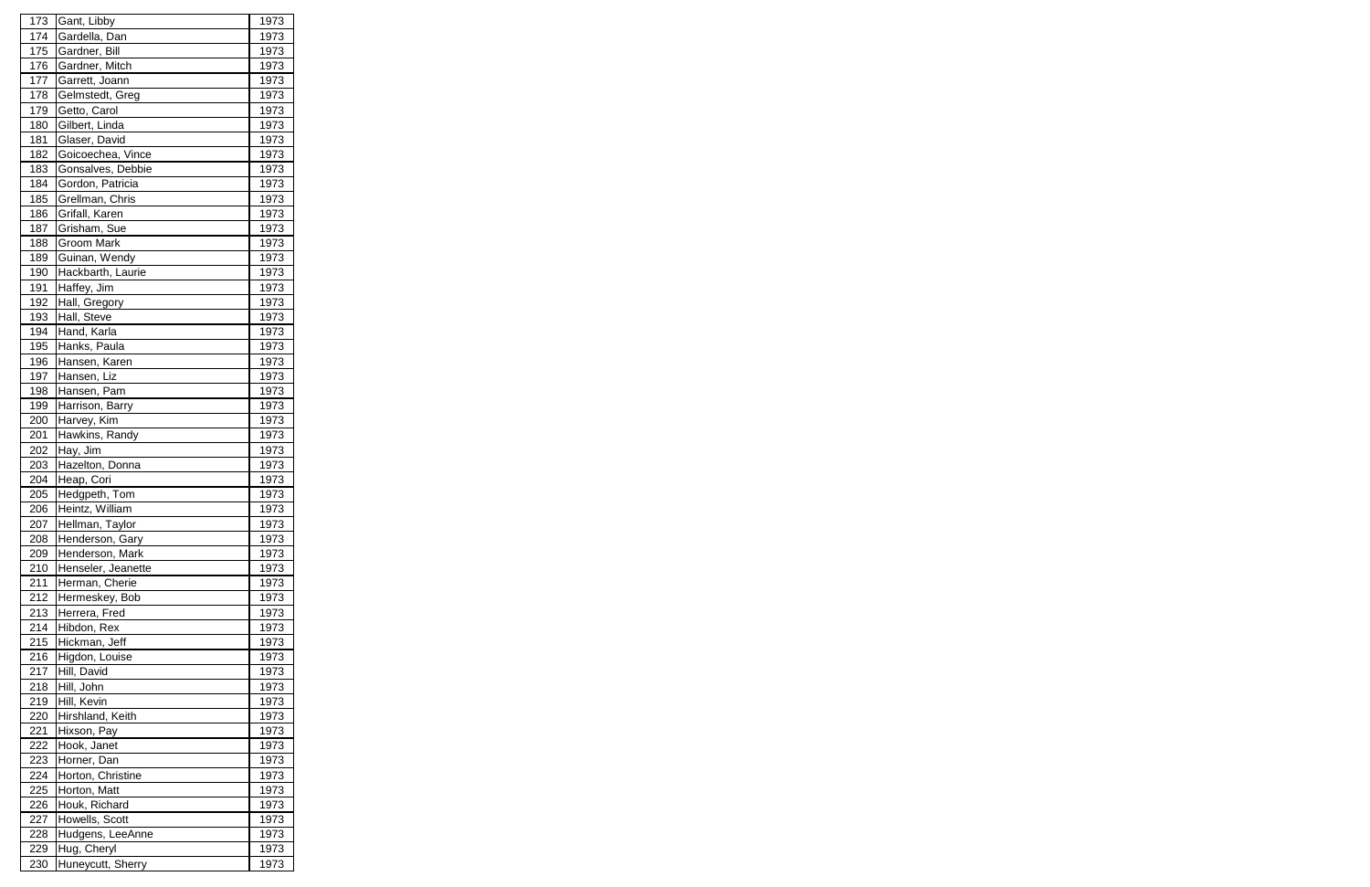| | | |
|---|---|---|
| 173 | Gant, Libby | 1973 |
| 174 | Gardella, Dan | 1973 |
| 175 | Gardner, Bill | 1973 |
| 176 | Gardner, Mitch | 1973 |
| 177 | Garrett, Joann | 1973 |
| 178 | Gelmstedt, Greg | 1973 |
| 179 | Getto, Carol | 1973 |
| 180 | Gilbert, Linda | 1973 |
| 181 | Glaser, David | 1973 |
| 182 | Goicoechea, Vince | 1973 |
| 183 | Gonsalves, Debbie | 1973 |
| 184 | Gordon, Patricia | 1973 |
| 185 | Grellman, Chris | 1973 |
| 186 | Grifall, Karen | 1973 |
| 187 | Grisham, Sue | 1973 |
| 188 | Groom Mark | 1973 |
| 189 | Guinan, Wendy | 1973 |
| 190 | Hackbarth, Laurie | 1973 |
| 191 | Haffey, Jim | 1973 |
| 192 | Hall, Gregory | 1973 |
| 193 | Hall, Steve | 1973 |
| 194 | Hand, Karla | 1973 |
| 195 | Hanks, Paula | 1973 |
| 196 | Hansen, Karen | 1973 |
| 197 | Hansen, Liz | 1973 |
| 198 | Hansen, Pam | 1973 |
| 199 | Harrison, Barry | 1973 |
| 200 | Harvey, Kim | 1973 |
| 201 | Hawkins, Randy | 1973 |
| 202 | Hay, Jim | 1973 |
| 203 | Hazelton, Donna | 1973 |
| 204 | Heap, Cori | 1973 |
| 205 | Hedgpeth, Tom | 1973 |
| 206 | Heintz, William | 1973 |
| 207 | Hellman, Taylor | 1973 |
| 208 | Henderson, Gary | 1973 |
| 209 | Henderson, Mark | 1973 |
| 210 | Henseler, Jeanette | 1973 |
| 211 | Herman, Cherie | 1973 |
| 212 | Hermeskey, Bob | 1973 |
| 213 | Herrera, Fred | 1973 |
| 214 | Hibdon, Rex | 1973 |
| 215 | Hickman, Jeff | 1973 |
| 216 | Higdon, Louise | 1973 |
| 217 | Hill, David | 1973 |
| 218 | Hill, John | 1973 |
| 219 | Hill, Kevin | 1973 |
| 220 | Hirshland, Keith | 1973 |
| 221 | Hixson, Pay | 1973 |
| 222 | Hook, Janet | 1973 |
| 223 | Horner, Dan | 1973 |
| 224 | Horton, Christine | 1973 |
| 225 | Horton, Matt | 1973 |
| 226 | Houk, Richard | 1973 |
| 227 | Howells, Scott | 1973 |
| 228 | Hudgens, LeeAnne | 1973 |
| 229 | Hug, Cheryl | 1973 |
| 230 | Huneycutt, Sherry | 1973 |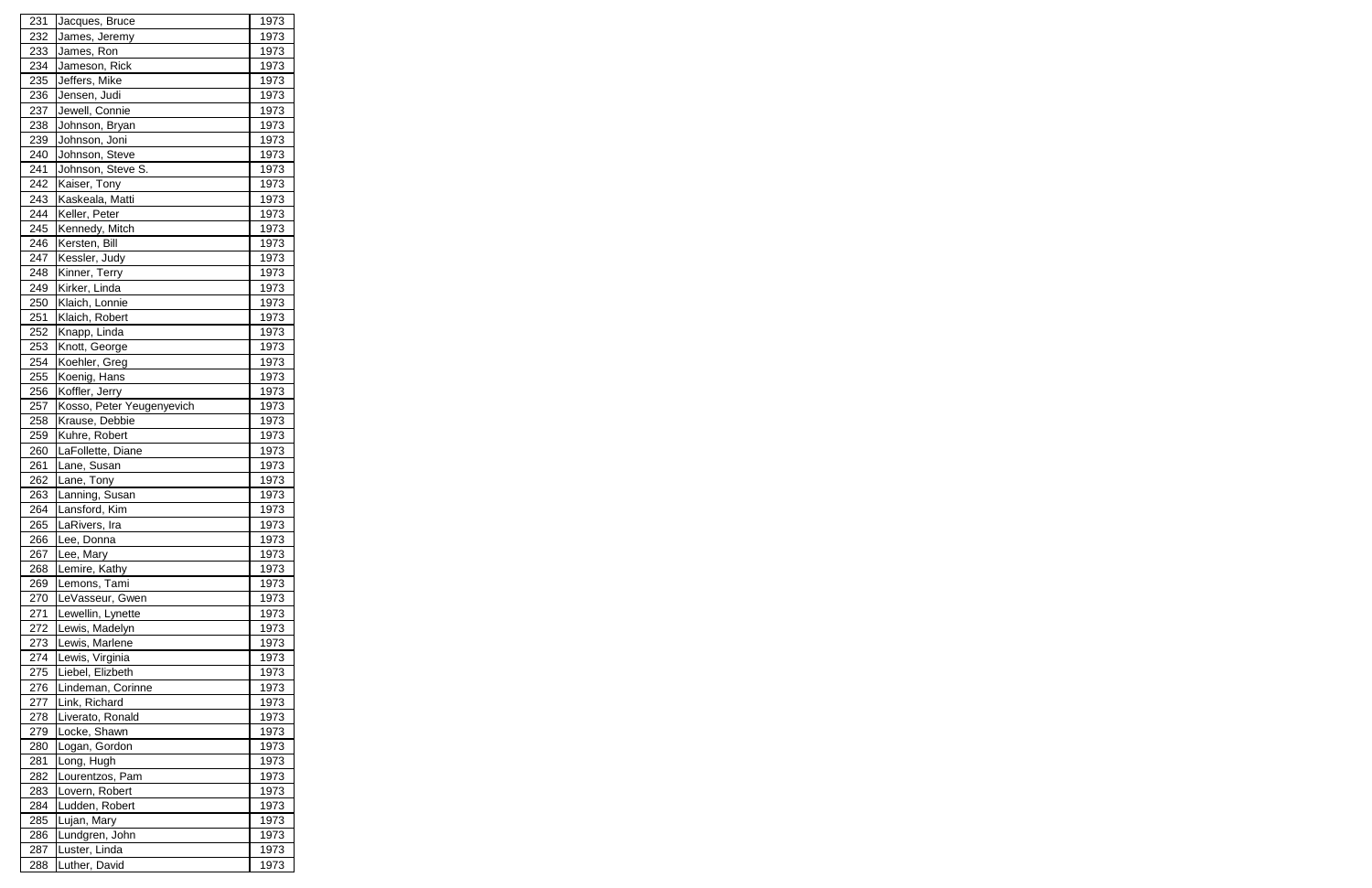| 231 | Jacques, Bruce | 1973 |
|---|---|---|
| 232 | James, Jeremy | 1973 |
| 233 | James, Ron | 1973 |
| 234 | Jameson, Rick | 1973 |
| 235 | Jeffers, Mike | 1973 |
| 236 | Jensen, Judi | 1973 |
| 237 | Jewell, Connie | 1973 |
| 238 | Johnson, Bryan | 1973 |
| 239 | Johnson, Joni | 1973 |
| 240 | Johnson, Steve | 1973 |
| 241 | Johnson, Steve S. | 1973 |
| 242 | Kaiser, Tony | 1973 |
| 243 | Kaskeala, Matti | 1973 |
| 244 | Keller, Peter | 1973 |
| 245 | Kennedy, Mitch | 1973 |
| 246 | Kersten, Bill | 1973 |
| 247 | Kessler, Judy | 1973 |
| 248 | Kinner, Terry | 1973 |
| 249 | Kirker, Linda | 1973 |
| 250 | Klaich, Lonnie | 1973 |
| 251 | Klaich, Robert | 1973 |
| 252 | Knapp, Linda | 1973 |
| 253 | Knott, George | 1973 |
| 254 | Koehler, Greg | 1973 |
| 255 | Koenig, Hans | 1973 |
| 256 | Koffler, Jerry | 1973 |
| 257 | Kosso, Peter Yeugenyevich | 1973 |
| 258 | Krause, Debbie | 1973 |
| 259 | Kuhre, Robert | 1973 |
| 260 | LaFollette, Diane | 1973 |
| 261 | Lane, Susan | 1973 |
| 262 | Lane, Tony | 1973 |
| 263 | Lanning, Susan | 1973 |
| 264 | Lansford, Kim | 1973 |
| 265 | LaRivers, Ira | 1973 |
| 266 | Lee, Donna | 1973 |
| 267 | Lee, Mary | 1973 |
| 268 | Lemire, Kathy | 1973 |
| 269 | Lemons, Tami | 1973 |
| 270 | LeVasseur, Gwen | 1973 |
| 271 | Lewellin, Lynette | 1973 |
| 272 | Lewis, Madelyn | 1973 |
| 273 | Lewis, Marlene | 1973 |
| 274 | Lewis, Virginia | 1973 |
| 275 | Liebel, Elizbeth | 1973 |
| 276 | Lindeman, Corinne | 1973 |
| 277 | Link, Richard | 1973 |
| 278 | Liverato, Ronald | 1973 |
| 279 | Locke, Shawn | 1973 |
| 280 | Logan, Gordon | 1973 |
| 281 | Long, Hugh | 1973 |
| 282 | Lourentzos, Pam | 1973 |
| 283 | Lovern, Robert | 1973 |
| 284 | Ludden, Robert | 1973 |
| 285 | Lujan, Mary | 1973 |
| 286 | Lundgren, John | 1973 |
| 287 | Luster, Linda | 1973 |
| 288 | Luther, David | 1973 |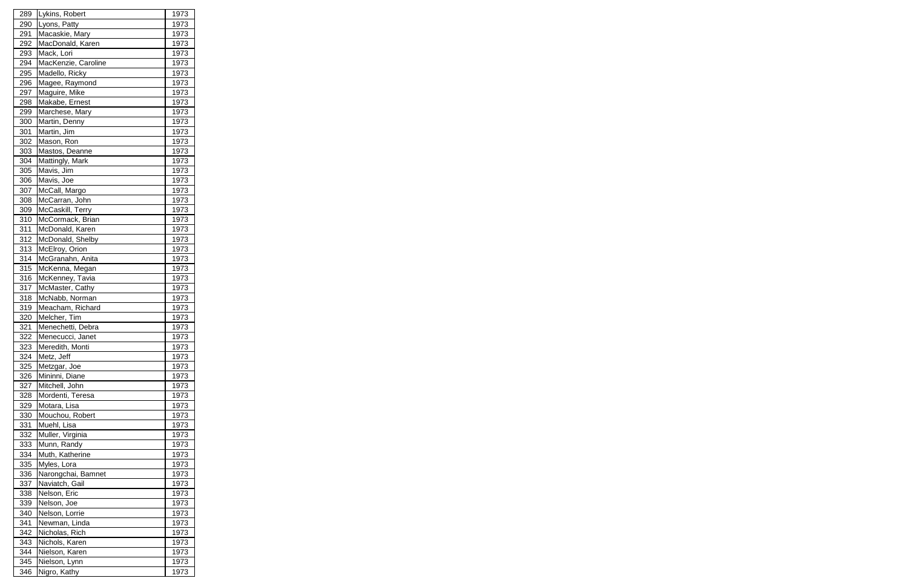| 289 | Lykins, Robert | 1973 |
|---|---|---|
| 290 | Lyons, Patty | 1973 |
| 291 | Macaskie, Mary | 1973 |
| 292 | MacDonald, Karen | 1973 |
| 293 | Mack, Lori | 1973 |
| 294 | MacKenzie, Caroline | 1973 |
| 295 | Madello, Ricky | 1973 |
| 296 | Magee, Raymond | 1973 |
| 297 | Maguire, Mike | 1973 |
| 298 | Makabe, Ernest | 1973 |
| 299 | Marchese, Mary | 1973 |
| 300 | Martin, Denny | 1973 |
| 301 | Martin, Jim | 1973 |
| 302 | Mason, Ron | 1973 |
| 303 | Mastos, Deanne | 1973 |
| 304 | Mattingly, Mark | 1973 |
| 305 | Mavis, Jim | 1973 |
| 306 | Mavis, Joe | 1973 |
| 307 | McCall, Margo | 1973 |
| 308 | McCarran, John | 1973 |
| 309 | McCaskill, Terry | 1973 |
| 310 | McCormack, Brian | 1973 |
| 311 | McDonald, Karen | 1973 |
| 312 | McDonald, Shelby | 1973 |
| 313 | McElroy, Orion | 1973 |
| 314 | McGranahn, Anita | 1973 |
| 315 | McKenna, Megan | 1973 |
| 316 | McKenney, Tavia | 1973 |
| 317 | McMaster, Cathy | 1973 |
| 318 | McNabb, Norman | 1973 |
| 319 | Meacham, Richard | 1973 |
| 320 | Melcher, Tim | 1973 |
| 321 | Menechetti, Debra | 1973 |
| 322 | Menecucci, Janet | 1973 |
| 323 | Meredith, Monti | 1973 |
| 324 | Metz, Jeff | 1973 |
| 325 | Metzgar, Joe | 1973 |
| 326 | Mininni, Diane | 1973 |
| 327 | Mitchell, John | 1973 |
| 328 | Mordenti, Teresa | 1973 |
| 329 | Motara, Lisa | 1973 |
| 330 | Mouchou, Robert | 1973 |
| 331 | Muehl, Lisa | 1973 |
| 332 | Muller, Virginia | 1973 |
| 333 | Munn, Randy | 1973 |
| 334 | Muth, Katherine | 1973 |
| 335 | Myles, Lora | 1973 |
| 336 | Narongchai, Bamnet | 1973 |
| 337 | Naviatch, Gail | 1973 |
| 338 | Nelson, Eric | 1973 |
| 339 | Nelson, Joe | 1973 |
| 340 | Nelson, Lorrie | 1973 |
| 341 | Newman, Linda | 1973 |
| 342 | Nicholas, Rich | 1973 |
| 343 | Nichols, Karen | 1973 |
| 344 | Nielson, Karen | 1973 |
| 345 | Nielson, Lynn | 1973 |
| 346 | Nigro, Kathy | 1973 |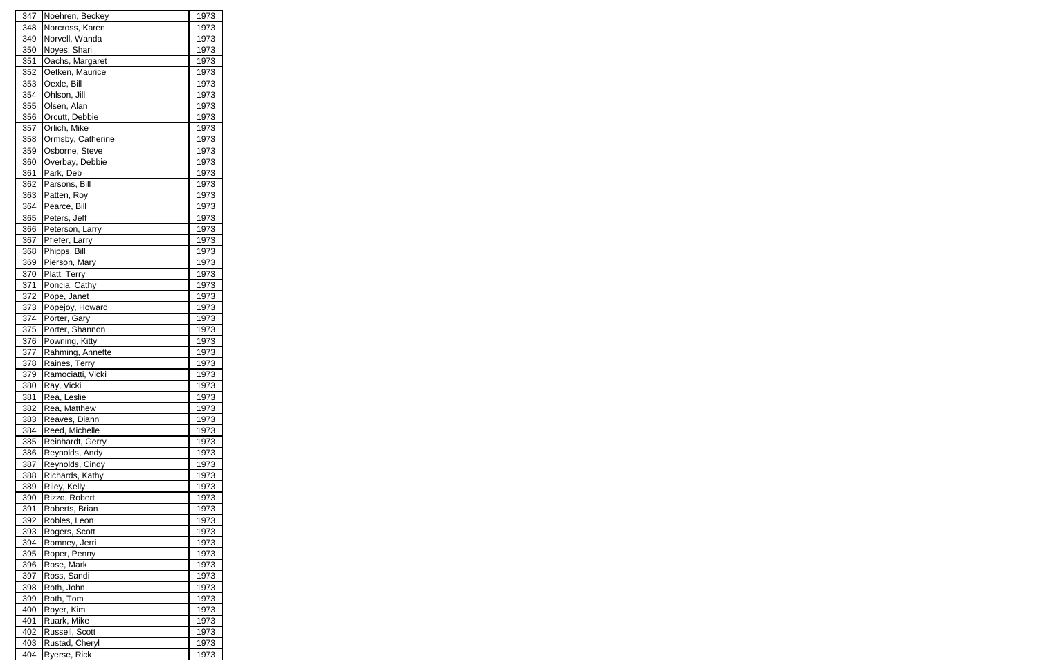| 347 | Noehren, Beckey | 1973 |
|---|---|---|
| 348 | Norcross, Karen | 1973 |
| 349 | Norvell, Wanda | 1973 |
| 350 | Noyes, Shari | 1973 |
| 351 | Oachs, Margaret | 1973 |
| 352 | Oetken, Maurice | 1973 |
| 353 | Oexle, Bill | 1973 |
| 354 | Ohlson, Jill | 1973 |
| 355 | Olsen, Alan | 1973 |
| 356 | Orcutt, Debbie | 1973 |
| 357 | Orlich, Mike | 1973 |
| 358 | Ormsby, Catherine | 1973 |
| 359 | Osborne, Steve | 1973 |
| 360 | Overbay, Debbie | 1973 |
| 361 | Park, Deb | 1973 |
| 362 | Parsons, Bill | 1973 |
| 363 | Patten, Roy | 1973 |
| 364 | Pearce, Bill | 1973 |
| 365 | Peters, Jeff | 1973 |
| 366 | Peterson, Larry | 1973 |
| 367 | Pfiefer, Larry | 1973 |
| 368 | Phipps, Bill | 1973 |
| 369 | Pierson, Mary | 1973 |
| 370 | Platt, Terry | 1973 |
| 371 | Poncia, Cathy | 1973 |
| 372 | Pope, Janet | 1973 |
| 373 | Popejoy, Howard | 1973 |
| 374 | Porter, Gary | 1973 |
| 375 | Porter, Shannon | 1973 |
| 376 | Powning, Kitty | 1973 |
| 377 | Rahming, Annette | 1973 |
| 378 | Raines, Terry | 1973 |
| 379 | Ramociatti, Vicki | 1973 |
| 380 | Ray, Vicki | 1973 |
| 381 | Rea, Leslie | 1973 |
| 382 | Rea, Matthew | 1973 |
| 383 | Reaves, Diann | 1973 |
| 384 | Reed, Michelle | 1973 |
| 385 | Reinhardt, Gerry | 1973 |
| 386 | Reynolds, Andy | 1973 |
| 387 | Reynolds, Cindy | 1973 |
| 388 | Richards, Kathy | 1973 |
| 389 | Riley, Kelly | 1973 |
| 390 | Rizzo, Robert | 1973 |
| 391 | Roberts, Brian | 1973 |
| 392 | Robles, Leon | 1973 |
| 393 | Rogers, Scott | 1973 |
| 394 | Romney, Jerri | 1973 |
| 395 | Roper, Penny | 1973 |
| 396 | Rose, Mark | 1973 |
| 397 | Ross, Sandi | 1973 |
| 398 | Roth, John | 1973 |
| 399 | Roth, Tom | 1973 |
| 400 | Royer, Kim | 1973 |
| 401 | Ruark, Mike | 1973 |
| 402 | Russell, Scott | 1973 |
| 403 | Rustad, Cheryl | 1973 |
| 404 | Ryerse, Rick | 1973 |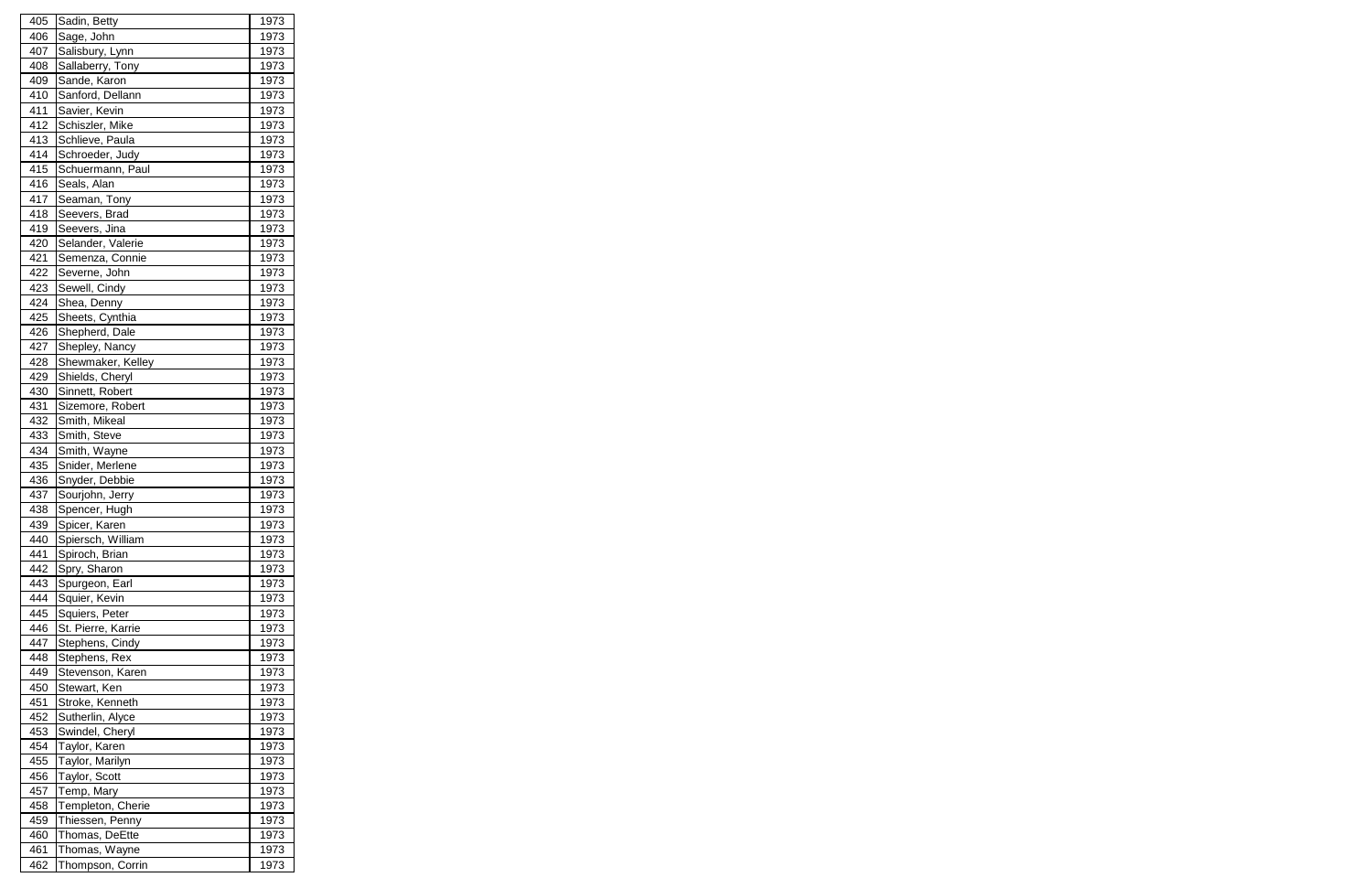| 405 | Sadin, Betty | 1973 |
|---|---|---|
| 406 | Sage, John | 1973 |
| 407 | Salisbury, Lynn | 1973 |
| 408 | Sallaberry, Tony | 1973 |
| 409 | Sande, Karon | 1973 |
| 410 | Sanford, Dellann | 1973 |
| 411 | Savier, Kevin | 1973 |
| 412 | Schiszler, Mike | 1973 |
| 413 | Schlieve, Paula | 1973 |
| 414 | Schroeder, Judy | 1973 |
| 415 | Schuermann, Paul | 1973 |
| 416 | Seals, Alan | 1973 |
| 417 | Seaman, Tony | 1973 |
| 418 | Seevers, Brad | 1973 |
| 419 | Seevers, Jina | 1973 |
| 420 | Selander, Valerie | 1973 |
| 421 | Semenza, Connie | 1973 |
| 422 | Severne, John | 1973 |
| 423 | Sewell, Cindy | 1973 |
| 424 | Shea, Denny | 1973 |
| 425 | Sheets, Cynthia | 1973 |
| 426 | Shepherd, Dale | 1973 |
| 427 | Shepley, Nancy | 1973 |
| 428 | Shewmaker, Kelley | 1973 |
| 429 | Shields, Cheryl | 1973 |
| 430 | Sinnett, Robert | 1973 |
| 431 | Sizemore, Robert | 1973 |
| 432 | Smith, Mikeal | 1973 |
| 433 | Smith, Steve | 1973 |
| 434 | Smith, Wayne | 1973 |
| 435 | Snider, Merlene | 1973 |
| 436 | Snyder, Debbie | 1973 |
| 437 | Sourjohn, Jerry | 1973 |
| 438 | Spencer, Hugh | 1973 |
| 439 | Spicer, Karen | 1973 |
| 440 | Spiersch, William | 1973 |
| 441 | Spiroch, Brian | 1973 |
| 442 | Spry, Sharon | 1973 |
| 443 | Spurgeon, Earl | 1973 |
| 444 | Squier, Kevin | 1973 |
| 445 | Squiers, Peter | 1973 |
| 446 | St. Pierre, Karrie | 1973 |
| 447 | Stephens, Cindy | 1973 |
| 448 | Stephens, Rex | 1973 |
| 449 | Stevenson, Karen | 1973 |
| 450 | Stewart, Ken | 1973 |
| 451 | Stroke, Kenneth | 1973 |
| 452 | Sutherlin, Alyce | 1973 |
| 453 | Swindel, Cheryl | 1973 |
| 454 | Taylor, Karen | 1973 |
| 455 | Taylor, Marilyn | 1973 |
| 456 | Taylor, Scott | 1973 |
| 457 | Temp, Mary | 1973 |
| 458 | Templeton, Cherie | 1973 |
| 459 | Thiessen, Penny | 1973 |
| 460 | Thomas, DeEtte | 1973 |
| 461 | Thomas, Wayne | 1973 |
| 462 | Thompson, Corrin | 1973 |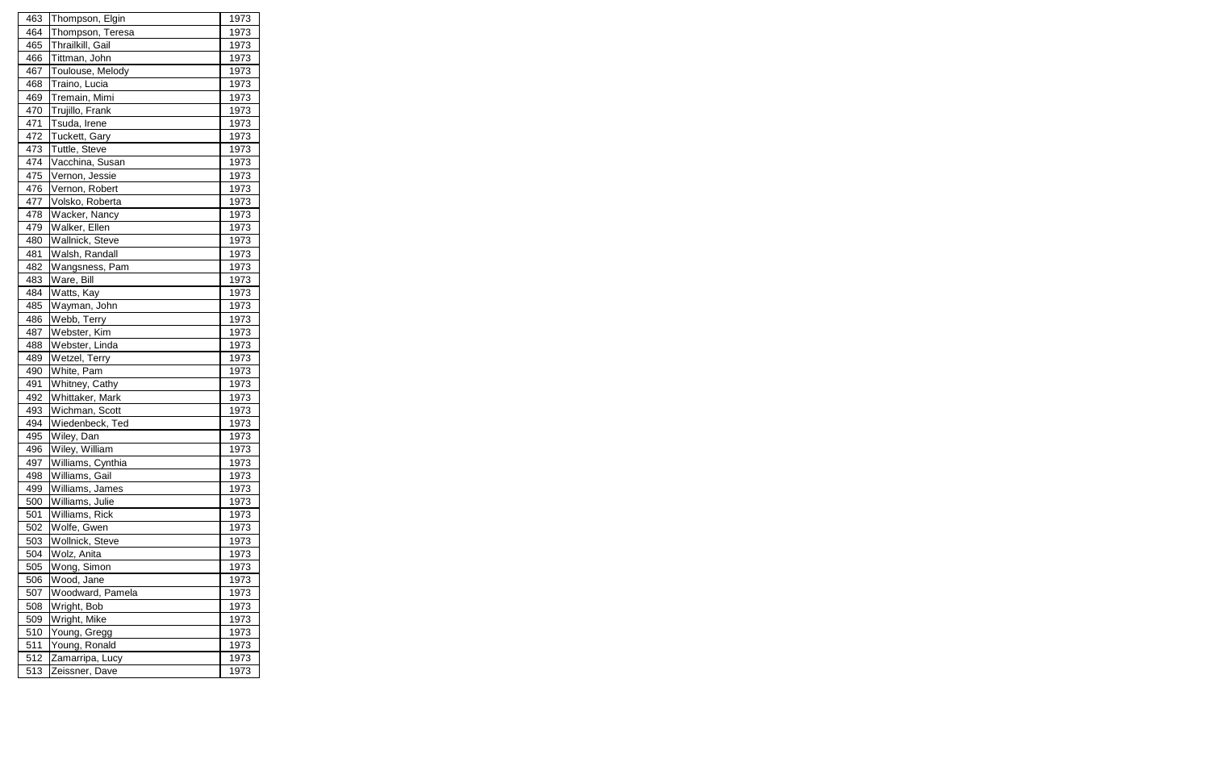| | | |
|---|---|---|
| 463 | Thompson, Elgin | 1973 |
| 464 | Thompson, Teresa | 1973 |
| 465 | Thrailkill, Gail | 1973 |
| 466 | Tittman, John | 1973 |
| 467 | Toulouse, Melody | 1973 |
| 468 | Traino, Lucia | 1973 |
| 469 | Tremain, Mimi | 1973 |
| 470 | Trujillo, Frank | 1973 |
| 471 | Tsuda, Irene | 1973 |
| 472 | Tuckett, Gary | 1973 |
| 473 | Tuttle, Steve | 1973 |
| 474 | Vacchina, Susan | 1973 |
| 475 | Vernon, Jessie | 1973 |
| 476 | Vernon, Robert | 1973 |
| 477 | Volsko, Roberta | 1973 |
| 478 | Wacker, Nancy | 1973 |
| 479 | Walker, Ellen | 1973 |
| 480 | Wallnick, Steve | 1973 |
| 481 | Walsh, Randall | 1973 |
| 482 | Wangsness, Pam | 1973 |
| 483 | Ware, Bill | 1973 |
| 484 | Watts, Kay | 1973 |
| 485 | Wayman, John | 1973 |
| 486 | Webb, Terry | 1973 |
| 487 | Webster, Kim | 1973 |
| 488 | Webster, Linda | 1973 |
| 489 | Wetzel, Terry | 1973 |
| 490 | White, Pam | 1973 |
| 491 | Whitney, Cathy | 1973 |
| 492 | Whittaker, Mark | 1973 |
| 493 | Wichman, Scott | 1973 |
| 494 | Wiedenbeck, Ted | 1973 |
| 495 | Wiley, Dan | 1973 |
| 496 | Wiley, William | 1973 |
| 497 | Williams, Cynthia | 1973 |
| 498 | Williams, Gail | 1973 |
| 499 | Williams, James | 1973 |
| 500 | Williams, Julie | 1973 |
| 501 | Williams, Rick | 1973 |
| 502 | Wolfe, Gwen | 1973 |
| 503 | Wollnick, Steve | 1973 |
| 504 | Wolz, Anita | 1973 |
| 505 | Wong, Simon | 1973 |
| 506 | Wood, Jane | 1973 |
| 507 | Woodward, Pamela | 1973 |
| 508 | Wright, Bob | 1973 |
| 509 | Wright, Mike | 1973 |
| 510 | Young, Gregg | 1973 |
| 511 | Young, Ronald | 1973 |
| 512 | Zamarripa, Lucy | 1973 |
| 513 | Zeissner, Dave | 1973 |